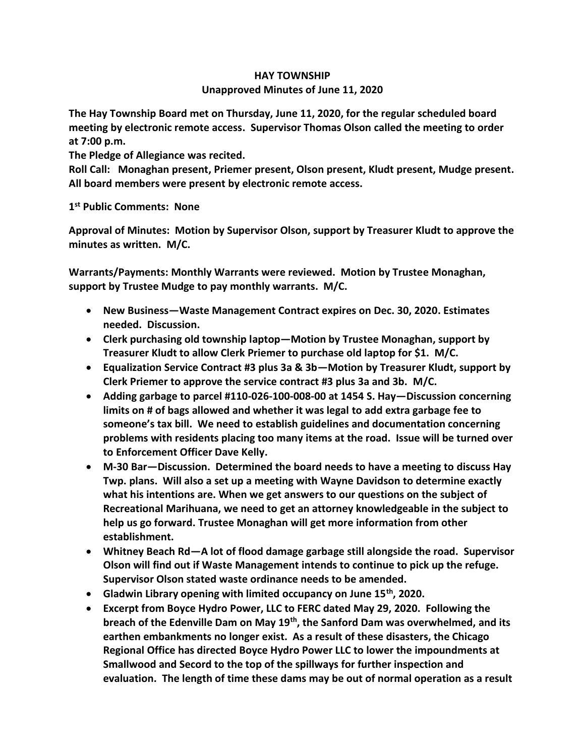**HAY TOWNSHIP**
**Unapproved Minutes of June 11, 2020**

**The Hay Township Board met on Thursday, June 11, 2020, for the regular scheduled board meeting by electronic remote access. Supervisor Thomas Olson called the meeting to order at 7:00 p.m.**

**The Pledge of Allegiance was recited.**

**Roll Call: Monaghan present, Priemer present, Olson present, Kludt present, Mudge present. All board members were present by electronic remote access.**

**1st Public Comments: None**

**Approval of Minutes: Motion by Supervisor Olson, support by Treasurer Kludt to approve the minutes as written. M/C.**

**Warrants/Payments: Monthly Warrants were reviewed. Motion by Trustee Monaghan, support by Trustee Mudge to pay monthly warrants. M/C.**

- **New Business—Waste Management Contract expires on Dec. 30, 2020. Estimates needed. Discussion.**
- **Clerk purchasing old township laptop—Motion by Trustee Monaghan, support by Treasurer Kludt to allow Clerk Priemer to purchase old laptop for $1. M/C.**
- **Equalization Service Contract #3 plus 3a & 3b—Motion by Treasurer Kludt, support by Clerk Priemer to approve the service contract #3 plus 3a and 3b. M/C.**
- **Adding garbage to parcel #110-026-100-008-00 at 1454 S. Hay—Discussion concerning limits on # of bags allowed and whether it was legal to add extra garbage fee to someone's tax bill. We need to establish guidelines and documentation concerning problems with residents placing too many items at the road. Issue will be turned over to Enforcement Officer Dave Kelly.**
- **M-30 Bar—Discussion. Determined the board needs to have a meeting to discuss Hay Twp. plans. Will also a set up a meeting with Wayne Davidson to determine exactly what his intentions are. When we get answers to our questions on the subject of Recreational Marihuana, we need to get an attorney knowledgeable in the subject to help us go forward. Trustee Monaghan will get more information from other establishment.**
- **Whitney Beach Rd—A lot of flood damage garbage still alongside the road. Supervisor Olson will find out if Waste Management intends to continue to pick up the refuge. Supervisor Olson stated waste ordinance needs to be amended.**
- **Gladwin Library opening with limited occupancy on June 15th, 2020.**
- **Excerpt from Boyce Hydro Power, LLC to FERC dated May 29, 2020. Following the breach of the Edenville Dam on May 19th, the Sanford Dam was overwhelmed, and its earthen embankments no longer exist. As a result of these disasters, the Chicago Regional Office has directed Boyce Hydro Power LLC to lower the impoundments at Smallwood and Secord to the top of the spillways for further inspection and evaluation. The length of time these dams may be out of normal operation as a result**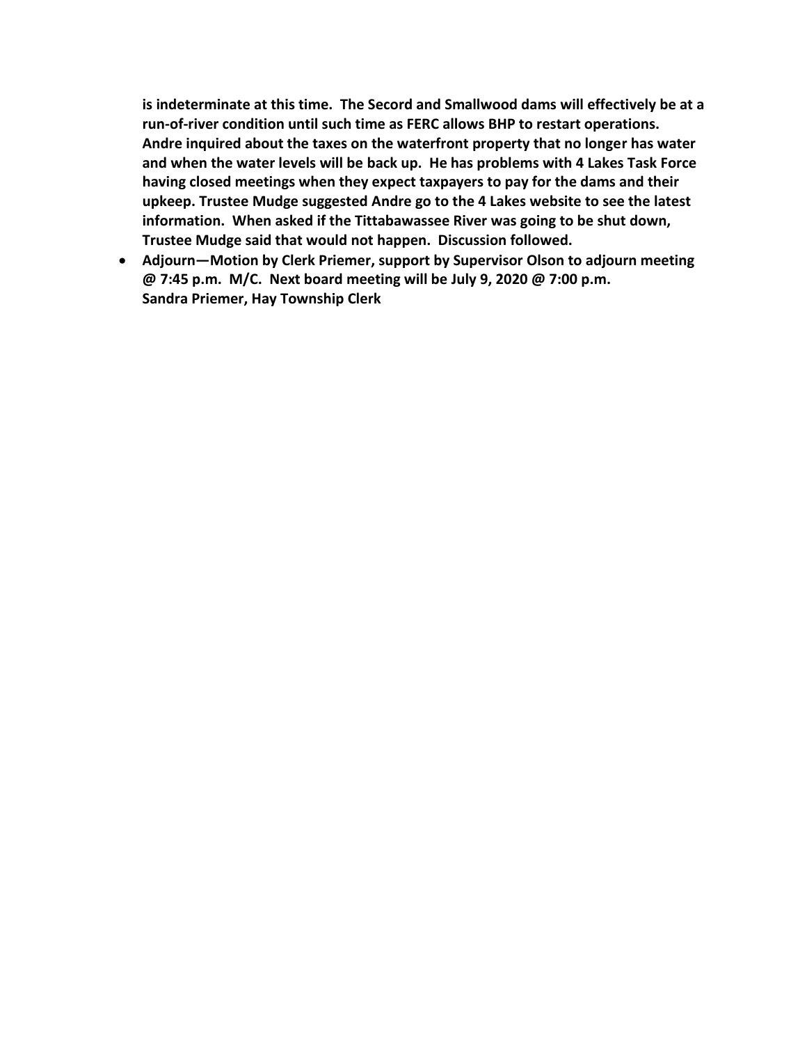**is indeterminate at this time. The Secord and Smallwood dams will effectively be at a run-of-river condition until such time as FERC allows BHP to restart operations. Andre inquired about the taxes on the waterfront property that no longer has water and when the water levels will be back up. He has problems with 4 Lakes Task Force having closed meetings when they expect taxpayers to pay for the dams and their upkeep. Trustee Mudge suggested Andre go to the 4 Lakes website to see the latest information. When asked if the Tittabawassee River was going to be shut down, Trustee Mudge said that would not happen. Discussion followed.**

- **Adjourn—Motion by Clerk Priemer, support by Supervisor Olson to adjourn meeting @ 7:45 p.m. M/C. Next board meeting will be July 9, 2020 @ 7:00 p.m.
  Sandra Priemer, Hay Township Clerk**